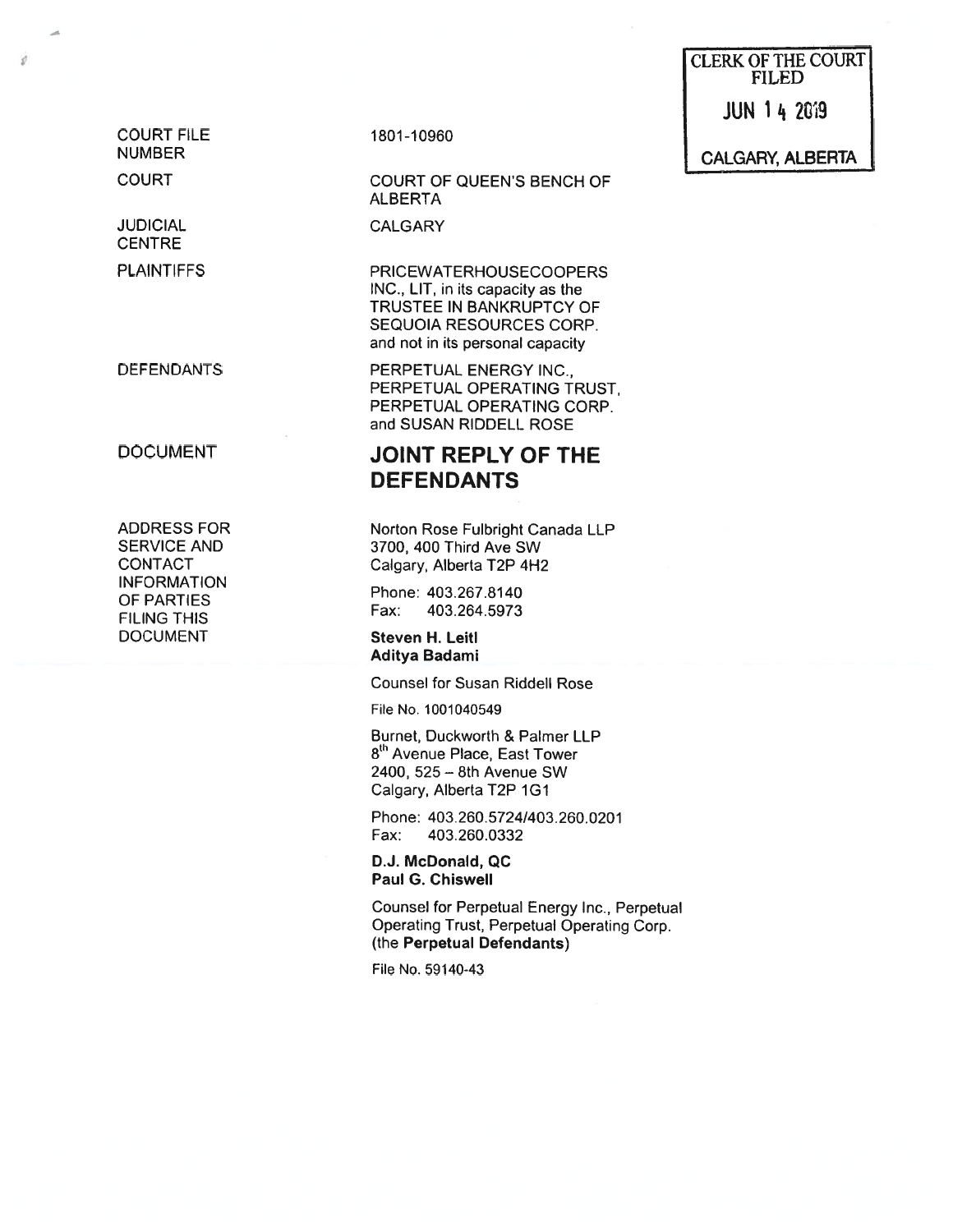CLERK OF THE COURT
FILED

JUN 14 2019

CALGARY, ALBERTA

| | |
|---|---|
| COURT FILE NUMBER | 1801-10960 |
| COURT | COURT OF QUEEN'S BENCH OF ALBERTA |
| JUDICIAL CENTRE | CALGARY |
| PLAINTIFFS | PRICEWATERHOUSECOOPERS INC., LIT, in its capacity as the TRUSTEE IN BANKRUPTCY OF SEQUOIA RESOURCES CORP. and not in its personal capacity |
| DEFENDANTS | PERPETUAL ENERGY INC., PERPETUAL OPERATING TRUST, PERPETUAL OPERATING CORP. and SUSAN RIDDELL ROSE |
| DOCUMENT | **JOINT REPLY OF THE DEFENDANTS** |
| ADDRESS FOR SERVICE AND CONTACT INFORMATION OF PARTIES FILING THIS DOCUMENT | Norton Rose Fulbright Canada LLP<br>3700, 400 Third Ave SW<br>Calgary, Alberta T2P 4H2<br><br>Phone: 403.267.8140<br>Fax: 403.264.5973<br><br>**Steven H. Leitl**<br>**Aditya Badami**<br><br>Counsel for Susan Riddell Rose<br><br>File No. 1001040549<br><br>Burnet, Duckworth & Palmer LLP<br>8th Avenue Place, East Tower<br>2400, 525 – 8th Avenue SW<br>Calgary, Alberta T2P 1G1<br><br>Phone: 403.260.5724/403.260.0201<br>Fax: 403.260.0332<br><br>**D.J. McDonald, QC**<br>**Paul G. Chiswell**<br><br>Counsel for Perpetual Energy Inc., Perpetual Operating Trust, Perpetual Operating Corp. (the **Perpetual Defendants**)<br><br>File No. 59140-43 |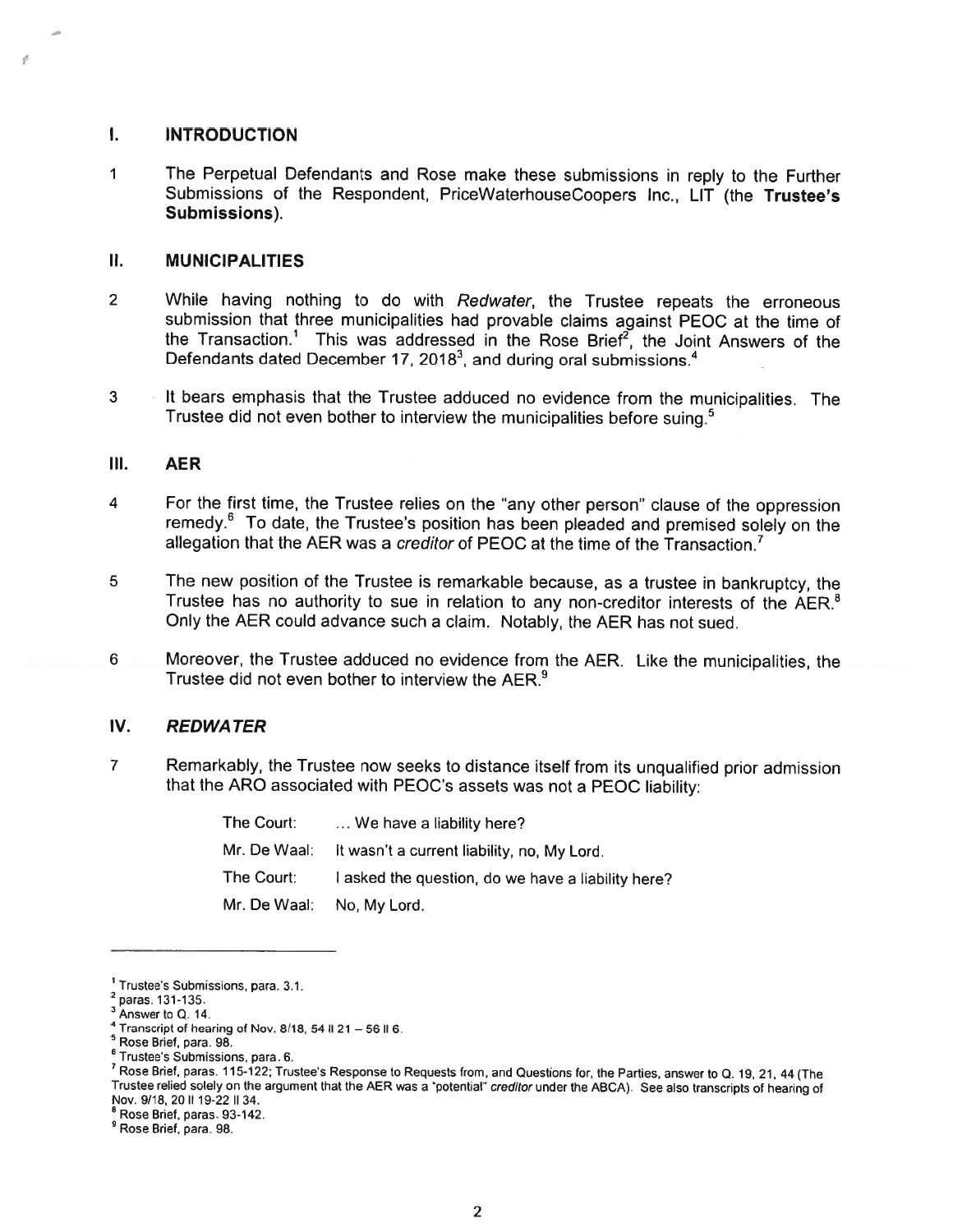## I. INTRODUCTION

1 The Perpetual Defendants and Rose make these submissions in reply to the Further Submissions of the Respondent, PriceWaterhouseCoopers Inc., LIT (the **Trustee's Submissions**).

## II. MUNICIPALITIES

2 While having nothing to do with *Redwater*, the Trustee repeats the erroneous submission that three municipalities had provable claims against PEOC at the time of the Transaction.[1] This was addressed in the Rose Brief[2], the Joint Answers of the Defendants dated December 17, 2018[3], and during oral submissions.[4]

3 It bears emphasis that the Trustee adduced no evidence from the municipalities. The Trustee did not even bother to interview the municipalities before suing.[5]

## III. AER

4 For the first time, the Trustee relies on the "any other person" clause of the oppression remedy.[6] To date, the Trustee's position has been pleaded and premised solely on the allegation that the AER was a *creditor* of PEOC at the time of the Transaction.[7]

5 The new position of the Trustee is remarkable because, as a trustee in bankruptcy, the Trustee has no authority to sue in relation to any non-creditor interests of the AER.[8] Only the AER could advance such a claim. Notably, the AER has not sued.

6 Moreover, the Trustee adduced no evidence from the AER. Like the municipalities, the Trustee did not even bother to interview the AER.[9]

## IV. *REDWATER*

7 Remarkably, the Trustee now seeks to distance itself from its unqualified prior admission that the ARO associated with PEOC's assets was not a PEOC liability:

> The Court: ... We have a liability here?
>
> Mr. De Waal: It wasn't a current liability, no, My Lord.
>
> The Court: I asked the question, do we have a liability here?
>
> Mr. De Waal: No, My Lord.

---

[1] Trustee's Submissions, para. 3.1.
[2] paras. 131-135.
[3] Answer to Q. 14.
[4] Transcript of hearing of Nov. 8/18, 54 ll 21 – 56 ll 6.
[5] Rose Brief, para. 98.
[6] Trustee's Submissions, para. 6.
[7] Rose Brief, paras. 115-122; Trustee's Response to Requests from, and Questions for, the Parties, answer to Q. 19, 21, 44 (The Trustee relied solely on the argument that the AER was a "potential" *creditor* under the ABCA). See also transcripts of hearing of Nov. 9/18, 20 ll 19-22 ll 34.
[8] Rose Brief, paras. 93-142.
[9] Rose Brief, para. 98.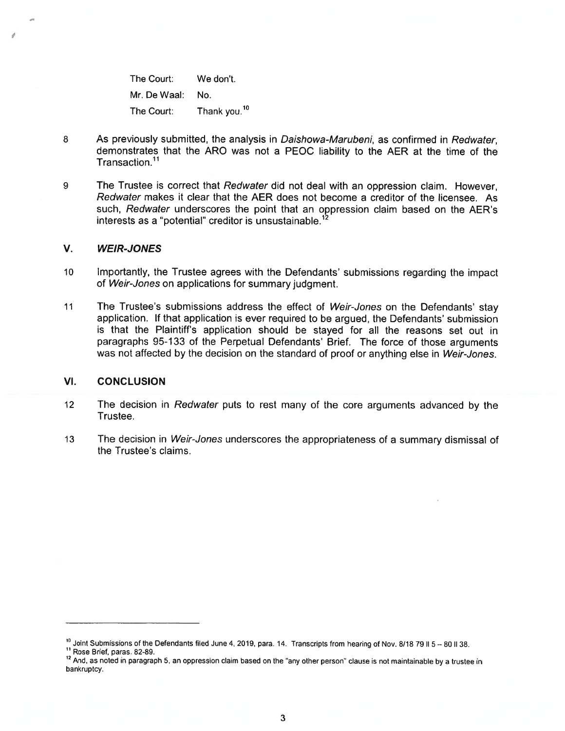The Court: We don't.

Mr. De Waal: No.

The Court: Thank you.[10]

8 As previously submitted, the analysis in *Daishowa-Marubeni*, as confirmed in *Redwater*, demonstrates that the ARO was not a PEOC liability to the AER at the time of the Transaction.[11]

9 The Trustee is correct that *Redwater* did not deal with an oppression claim. However, *Redwater* makes it clear that the AER does not become a creditor of the licensee. As such, *Redwater* underscores the point that an oppression claim based on the AER's interests as a "potential" creditor is unsustainable.[12]

## V. *WEIR-JONES*

10 Importantly, the Trustee agrees with the Defendants' submissions regarding the impact of *Weir-Jones* on applications for summary judgment.

11 The Trustee's submissions address the effect of *Weir-Jones* on the Defendants' stay application. If that application is ever required to be argued, the Defendants' submission is that the Plaintiff's application should be stayed for all the reasons set out in paragraphs 95-133 of the Perpetual Defendants' Brief. The force of those arguments was not affected by the decision on the standard of proof or anything else in *Weir-Jones*.

## VI. CONCLUSION

12 The decision in *Redwater* puts to rest many of the core arguments advanced by the Trustee.

13 The decision in *Weir-Jones* underscores the appropriateness of a summary dismissal of the Trustee's claims.

---

[10] Joint Submissions of the Defendants filed June 4, 2019, para. 14. Transcripts from hearing of Nov. 8/18 79 ll 5 – 80 ll 38.

[11] Rose Brief, paras. 82-89.

[12] And, as noted in paragraph 5, an oppression claim based on the "any other person" clause is not maintainable by a trustee in bankruptcy.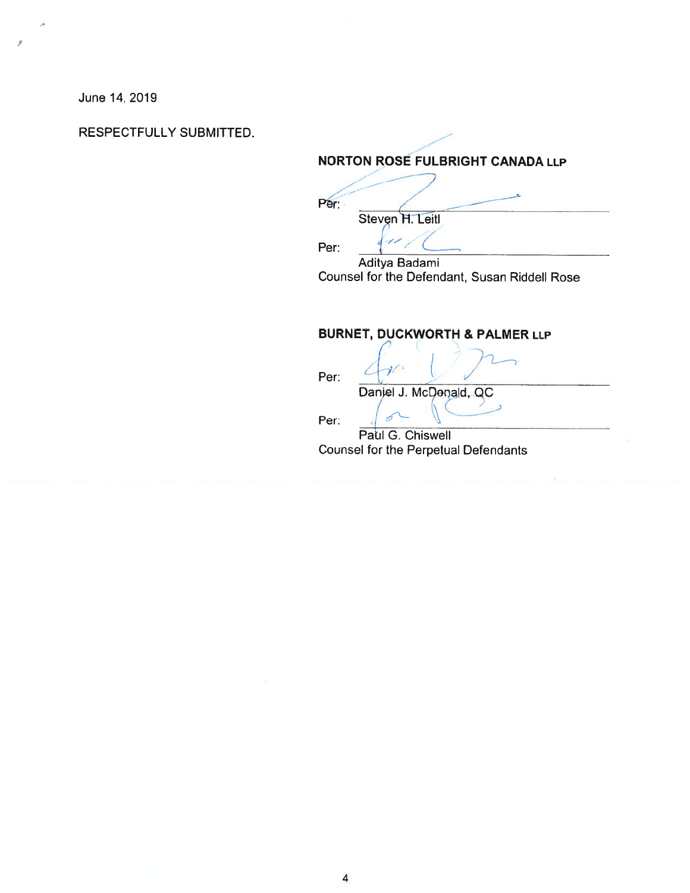June 14, 2019

RESPECTFULLY SUBMITTED.

**NORTON ROSE FULBRIGHT CANADA LLP**

Per: ______________________________
Steven H. Leitl

Per: ______________________________
Aditya Badami

Counsel for the Defendant, Susan Riddell Rose

**BURNET, DUCKWORTH & PALMER LLP**

Per: ______________________________
Daniel J. McDonald, QC

Per: ______________________________
Paul G. Chiswell

Counsel for the Perpetual Defendants